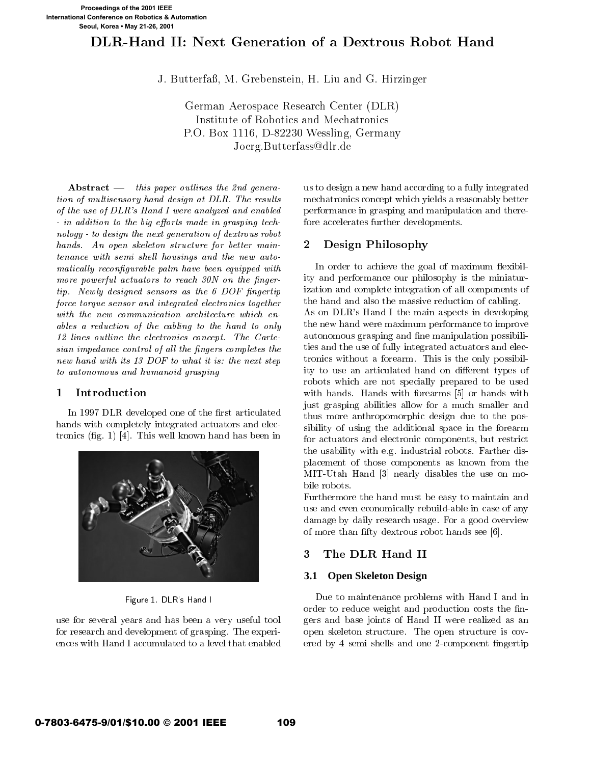# DLR-Hand II: Next Generation of a Dextrous Robot Hand

J. Butterfaß, M. Grebenstein, H. Liu and G. Hirzinger

German Aerospace Research Center (DLR)
Institute of Robotics and Mechatronics
P.O. Box 1116, D-82230 Wessling, Germany
Joerg.Butterfass@dlr.de

**Abstract** — *this paper outlines the 2nd generation of multisensory hand design at DLR. The results of the use of DLR's Hand I were analyzed and enabled - in addition to the big efforts made in grasping technology - to design the next generation of dextrous robot hands. An open skeleton structure for better maintenance with semi shell housings and the new automatically reconfigurable palm have been equipped with more powerful actuators to reach 30N on the fingertip. Newly designed sensors as the 6 DOF fingertip force torque sensor and integrated electronics together with the new communication architecture which enables a reduction of the cabling to the hand to only 12 lines outline the electronics concept. The Cartesian impedance control of all the fingers completes the new hand with its 13 DOF to what it is: the next step to autonomous and humanoid grasping*

## 1 Introduction

In 1997 DLR developed one of the first articulated hands with completely integrated actuators and electronics (fig. 1) [4]. This well known hand has been in use for several years and has been a very useful tool for research and development of grasping. The experiences with Hand I accumulated to a level that enabled us to design a new hand according to a fully integrated mechatronics concept which yields a reasonably better performance in grasping and manipulation and therefore accelerates further developments.

Figure 1. DLR's Hand I

## 2 Design Philosophy

In order to achieve the goal of maximum flexibility and performance our philosophy is the miniaturization and complete integration of all components of the hand and also the massive reduction of cabling.
As on DLR's Hand I the main aspects in developing the new hand were maximum performance to improve autonomous grasping and fine manipulation possibilities and the use of fully integrated actuators and electronics without a forearm. This is the only possibility to use an articulated hand on different types of robots which are not specially prepared to be used with hands. Hands with forearms [5] or hands with just grasping abilities allow for a much smaller and thus more anthropomorphic design due to the possibility of using the additional space in the forearm for actuators and electronic components, but restrict the usability with e.g. industrial robots. Farther displacement of those components as known from the MIT-Utah Hand [3] nearly disables the use on mobile robots.
Furthermore the hand must be easy to maintain and use and even economically rebuild-able in case of any damage by daily research usage. For a good overview of more than fifty dextrous robot hands see [6].

## 3 The DLR Hand II

### 3.1 Open Skeleton Design

Due to maintenance problems with Hand I and in order to reduce weight and production costs the fingers and base joints of Hand II were realized as an open skeleton structure. The open structure is covered by 4 semi shells and one 2-component fingertip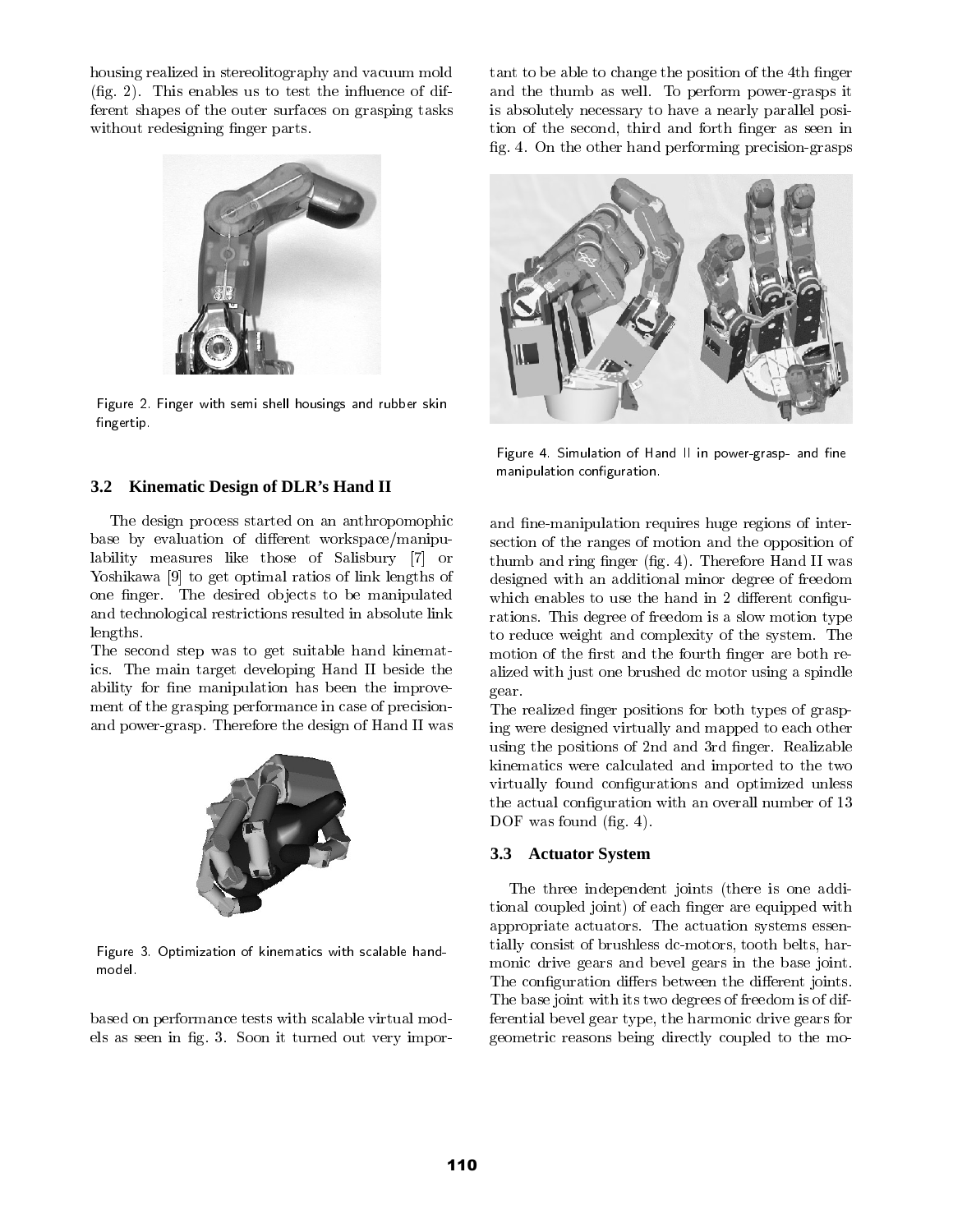housing realized in stereolitography and vacuum mold (fig. 2). This enables us to test the influence of different shapes of the outer surfaces on grasping tasks without redesigning finger parts.

Figure 2. Finger with semi shell housings and rubber skin fingertip.

### 3.2 Kinematic Design of DLR's Hand II

The design process started on an anthropomophic base by evaluation of different workspace/manipulability measures like those of Salisbury [7] or Yoshikawa [9] to get optimal ratios of link lengths of one finger. The desired objects to be manipulated and technological restrictions resulted in absolute link lengths.

The second step was to get suitable hand kinematics. The main target developing Hand II beside the ability for fine manipulation has been the improvement of the grasping performance in case of precision- and power-grasp. Therefore the design of Hand II was based on performance tests with scalable virtual models as seen in fig. 3. Soon it turned out very important to be able to change the position of the 4th finger and the thumb as well. To perform power-grasps it is absolutely necessary to have a nearly parallel position of the second, third and forth finger as seen in fig. 4. On the other hand performing precision-grasps and fine-manipulation requires huge regions of intersection of the ranges of motion and the opposition of thumb and ring finger (fig. 4). Therefore Hand II was designed with an additional minor degree of freedom which enables to use the hand in 2 different configurations. This degree of freedom is a slow motion type to reduce weight and complexity of the system. The motion of the first and the fourth finger are both realized with just one brushed dc motor using a spindle gear.

Figure 3. Optimization of kinematics with scalable hand-model.

Figure 4. Simulation of Hand II in power-grasp- and fine manipulation configuration.

The realized finger positions for both types of grasping were designed virtually and mapped to each other using the positions of 2nd and 3rd finger. Realizable kinematics were calculated and imported to the two virtually found configurations and optimized unless the actual configuration with an overall number of 13 DOF was found (fig. 4).

### 3.3 Actuator System

The three independent joints (there is one additional coupled joint) of each finger are equipped with appropriate actuators. The actuation systems essentially consist of brushless dc-motors, tooth belts, harmonic drive gears and bevel gears in the base joint. The configuration differs between the different joints. The base joint with its two degrees of freedom is of differential bevel gear type, the harmonic drive gears for geometric reasons being directly coupled to the mo-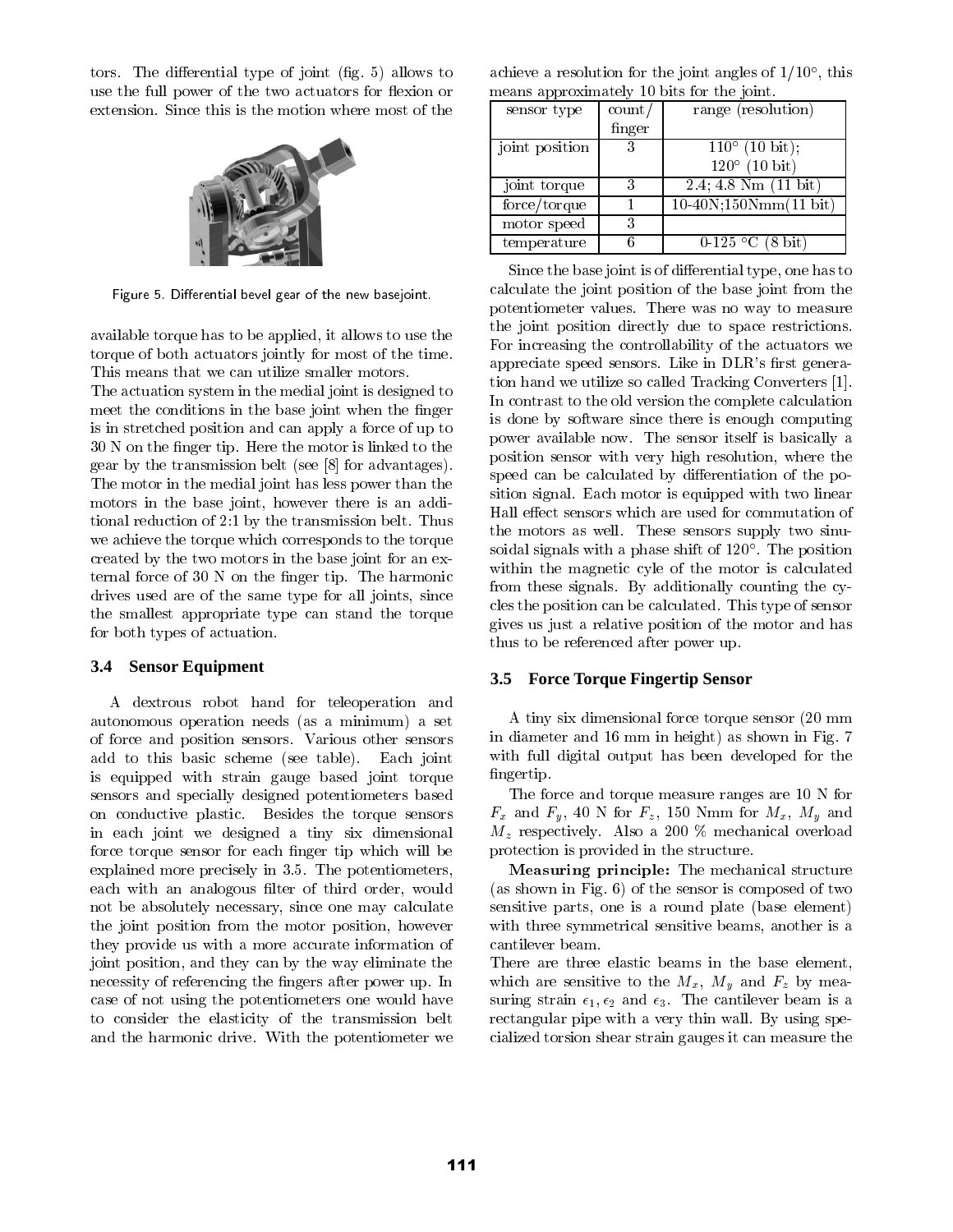tors. The differential type of joint (fig. 5) allows to use the full power of the two actuators for flexion or extension. Since this is the motion where most of the

Figure 5. Differential bevel gear of the new basejoint.

available torque has to be applied, it allows to use the torque of both actuators jointly for most of the time. This means that we can utilize smaller motors.

The actuation system in the medial joint is designed to meet the conditions in the base joint when the finger is in stretched position and can apply a force of up to 30 N on the finger tip. Here the motor is linked to the gear by the transmission belt (see [8] for advantages). The motor in the medial joint has less power than the motors in the base joint, however there is an additional reduction of 2:1 by the transmission belt. Thus we achieve the torque which corresponds to the torque created by the two motors in the base joint for an external force of 30 N on the finger tip. The harmonic drives used are of the same type for all joints, since the smallest appropriate type can stand the torque for both types of actuation.

### 3.4 Sensor Equipment

A dextrous robot hand for teleoperation and autonomous operation needs (as a minimum) a set of force and position sensors. Various other sensors add to this basic scheme (see table). Each joint is equipped with strain gauge based joint torque sensors and specially designed potentiometers based on conductive plastic. Besides the torque sensors in each joint we designed a tiny six dimensional force torque sensor for each finger tip which will be explained more precisely in 3.5. The potentiometers, each with an analogous filter of third order, would not be absolutely necessary, since one may calculate the joint position from the motor position, however they provide us with a more accurate information of joint position, and they can by the way eliminate the necessity of referencing the fingers after power up. In case of not using the potentiometers one would have to consider the elasticity of the transmission belt and the harmonic drive. With the potentiometer we achieve a resolution for the joint angles of $1/10°$, this means approximately 10 bits for the joint.

| sensor type | count/ finger | range (resolution) |
|---|---|---|
| joint position | 3 | 110° (10 bit); 120° (10 bit) |
| joint torque | 3 | 2.4; 4.8 Nm (11 bit) |
| force/torque | 1 | 10-40N;150Nmm(11 bit) |
| motor speed | 3 | |
| temperature | 6 | 0-125 °C (8 bit) |

Since the base joint is of differential type, one has to calculate the joint position of the base joint from the potentiometer values. There was no way to measure the joint position directly due to space restrictions. For increasing the controllability of the actuators we appreciate speed sensors. Like in DLR's first generation hand we utilize so called Tracking Converters [1]. In contrast to the old version the complete calculation is done by software since there is enough computing power available now. The sensor itself is basically a position sensor with very high resolution, where the speed can be calculated by differentiation of the position signal. Each motor is equipped with two linear Hall effect sensors which are used for commutation of the motors as well. These sensors supply two sinusoidal signals with a phase shift of 120°. The position within the magnetic cyle of the motor is calculated from these signals. By additionally counting the cycles the position can be calculated. This type of sensor gives us just a relative position of the motor and has thus to be referenced after power up.

### 3.5 Force Torque Fingertip Sensor

A tiny six dimensional force torque sensor (20 mm in diameter and 16 mm in height) as shown in Fig. 7 with full digital output has been developed for the fingertip.

The force and torque measure ranges are 10 N for $F_x$ and $F_y$, 40 N for $F_z$, 150 Nmm for $M_x$, $M_y$ and $M_z$ respectively. Also a 200 % mechanical overload protection is provided in the structure.

**Measuring principle:** The mechanical structure (as shown in Fig. 6) of the sensor is composed of two sensitive parts, one is a round plate (base element) with three symmetrical sensitive beams, another is a cantilever beam.

There are three elastic beams in the base element, which are sensitive to the $M_x$, $M_y$ and $F_z$ by measuring strain $\epsilon_1, \epsilon_2$ and $\epsilon_3$. The cantilever beam is a rectangular pipe with a very thin wall. By using specialized torsion shear strain gauges it can measure the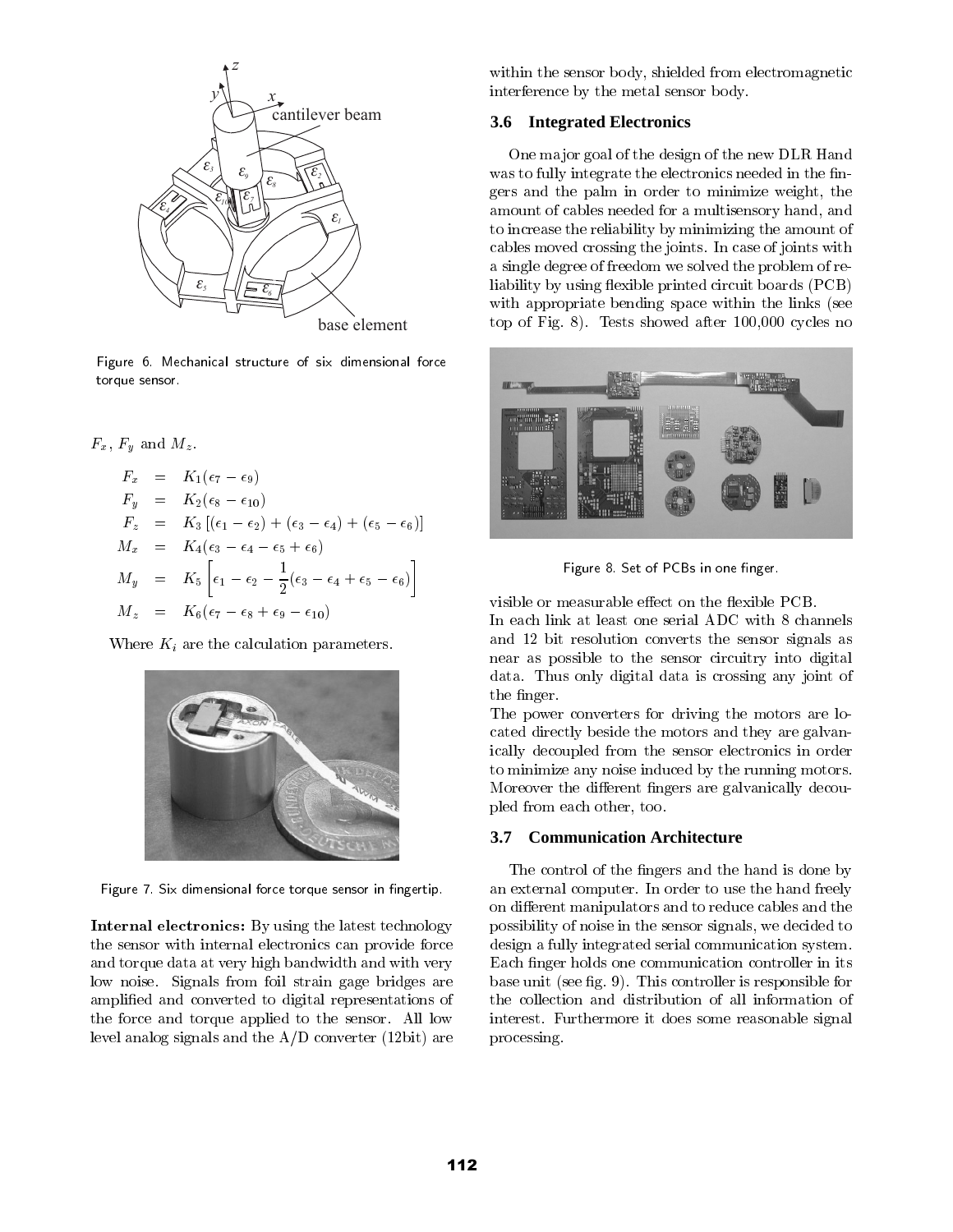Figure 6. Mechanical structure of six dimensional force torque sensor.

$F_x$, $F_y$ and $M_z$.

$$
\begin{aligned}
F_x &= K_1(\epsilon_7 - \epsilon_9) \\
F_y &= K_2(\epsilon_8 - \epsilon_{10}) \\
F_z &= K_3\left[(\epsilon_1 - \epsilon_2) + (\epsilon_3 - \epsilon_4) + (\epsilon_5 - \epsilon_6)\right] \\
M_x &= K_4(\epsilon_3 - \epsilon_4 - \epsilon_5 + \epsilon_6) \\
M_y &= K_5\left[\epsilon_1 - \epsilon_2 - \frac{1}{2}(\epsilon_3 - \epsilon_4 + \epsilon_5 - \epsilon_6)\right] \\
M_z &= K_6(\epsilon_7 - \epsilon_8 + \epsilon_9 - \epsilon_{10})
\end{aligned}
$$

Where $K_i$ are the calculation parameters.

Figure 7. Six dimensional force torque sensor in fingertip.

**Internal electronics:** By using the latest technology the sensor with internal electronics can provide force and torque data at very high bandwidth and with very low noise. Signals from foil strain gage bridges are amplified and converted to digital representations of the force and torque applied to the sensor. All low level analog signals and the A/D converter (12bit) are within the sensor body, shielded from electromagnetic interference by the metal sensor body.

### 3.6 Integrated Electronics

One major goal of the design of the new DLR Hand was to fully integrate the electronics needed in the fingers and the palm in order to minimize weight, the amount of cables needed for a multisensory hand, and to increase the reliability by minimizing the amount of cables moved crossing the joints. In case of joints with a single degree of freedom we solved the problem of reliability by using flexible printed circuit boards (PCB) with appropriate bending space within the links (see top of Fig. 8). Tests showed after 100,000 cycles no visible or measurable effect on the flexible PCB.

Figure 8. Set of PCBs in one finger.

In each link at least one serial ADC with 8 channels and 12 bit resolution converts the sensor signals as near as possible to the sensor circuitry into digital data. Thus only digital data is crossing any joint of the finger.

The power converters for driving the motors are located directly beside the motors and they are galvanically decoupled from the sensor electronics in order to minimize any noise induced by the running motors. Moreover the different fingers are galvanically decoupled from each other, too.

### 3.7 Communication Architecture

The control of the fingers and the hand is done by an external computer. In order to use the hand freely on different manipulators and to reduce cables and the possibility of noise in the sensor signals, we decided to design a fully integrated serial communication system. Each finger holds one communication controller in its base unit (see fig. 9). This controller is responsible for the collection and distribution of all information of interest. Furthermore it does some reasonable signal processing.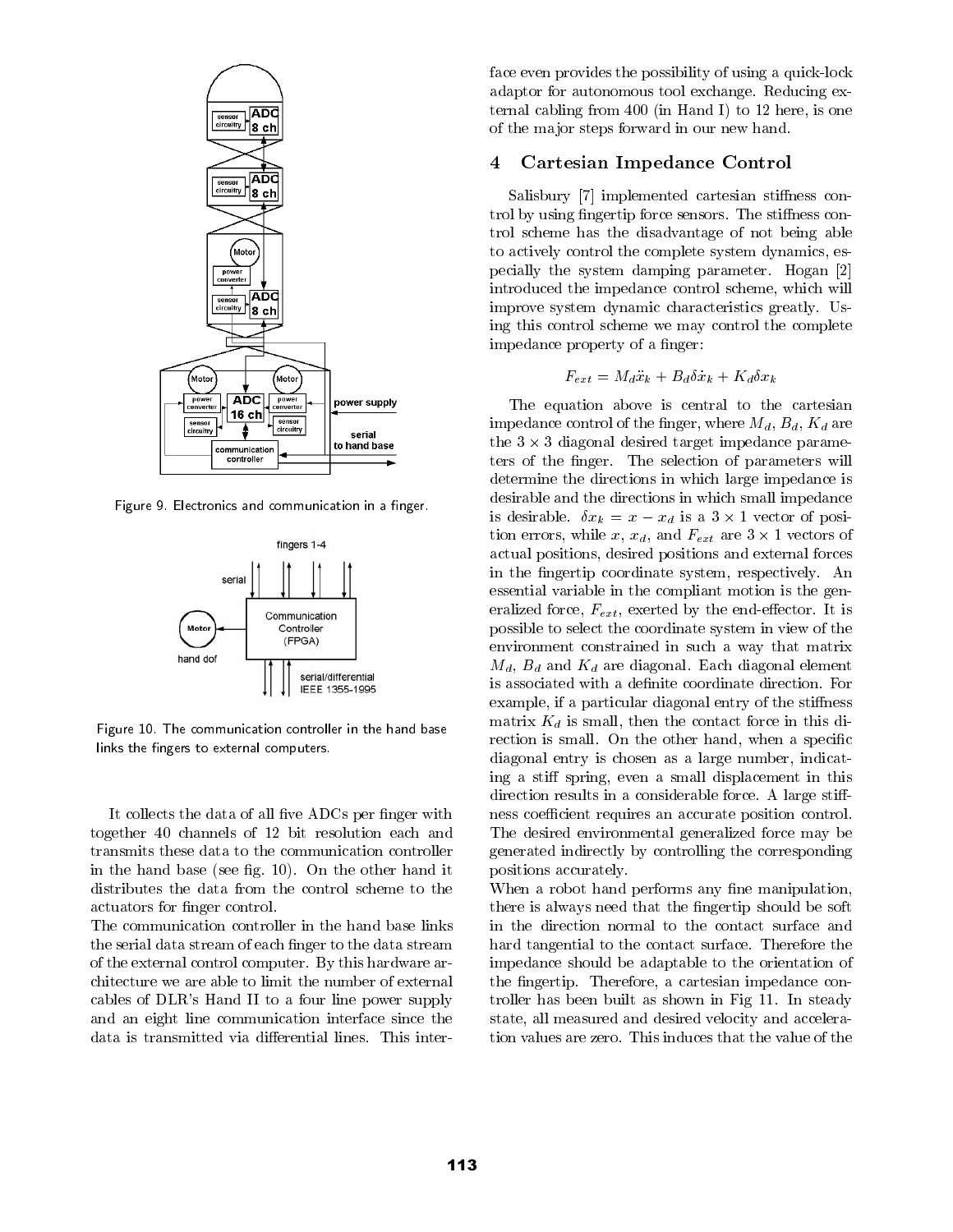Figure 9. Electronics and communication in a finger.

Figure 10. The communication controller in the hand base links the fingers to external computers.

It collects the data of all five ADCs per finger with together 40 channels of 12 bit resolution each and transmits these data to the communication controller in the hand base (see fig. 10). On the other hand it distributes the data from the control scheme to the actuators for finger control.

The communication controller in the hand base links the serial data stream of each finger to the data stream of the external control computer. By this hardware architecture we are able to limit the number of external cables of DLR's Hand II to a four line power supply and an eight line communication interface since the data is transmitted via differential lines. This interface even provides the possibility of using a quick-lock adaptor for autonomous tool exchange. Reducing external cabling from 400 (in Hand I) to 12 here, is one of the major steps forward in our new hand.

## 4 Cartesian Impedance Control

Salisbury [7] implemented cartesian stiffness control by using fingertip force sensors. The stiffness control scheme has the disadvantage of not being able to actively control the complete system dynamics, especially the system damping parameter. Hogan [2] introduced the impedance control scheme, which will improve system dynamic characteristics greatly. Using this control scheme we may control the complete impedance property of a finger:

$$F_{ext} = M_d \ddot{x}_k + B_d \delta \dot{x}_k + K_d \delta x_k$$

The equation above is central to the cartesian impedance control of the finger, where $M_d$, $B_d$, $K_d$ are the $3 \times 3$ diagonal desired target impedance parameters of the finger. The selection of parameters will determine the directions in which large impedance is desirable and the directions in which small impedance is desirable. $\delta x_k = x - x_d$ is a $3 \times 1$ vector of position errors, while $x$, $x_d$, and $F_{ext}$ are $3 \times 1$ vectors of actual positions, desired positions and external forces in the fingertip coordinate system, respectively. An essential variable in the compliant motion is the generalized force, $F_{ext}$, exerted by the end-effector. It is possible to select the coordinate system in view of the environment constrained in such a way that matrix $M_d$, $B_d$ and $K_d$ are diagonal. Each diagonal element is associated with a definite coordinate direction. For example, if a particular diagonal entry of the stiffness matrix $K_d$ is small, then the contact force in this direction is small. On the other hand, when a specific diagonal entry is chosen as a large number, indicating a stiff spring, even a small displacement in this direction results in a considerable force. A large stiffness coefficient requires an accurate position control. The desired environmental generalized force may be generated indirectly by controlling the corresponding positions accurately.

When a robot hand performs any fine manipulation, there is always need that the fingertip should be soft in the direction normal to the contact surface and hard tangential to the contact surface. Therefore the impedance should be adaptable to the orientation of the fingertip. Therefore, a cartesian impedance controller has been built as shown in Fig 11. In steady state, all measured and desired velocity and acceleration values are zero. This induces that the value of the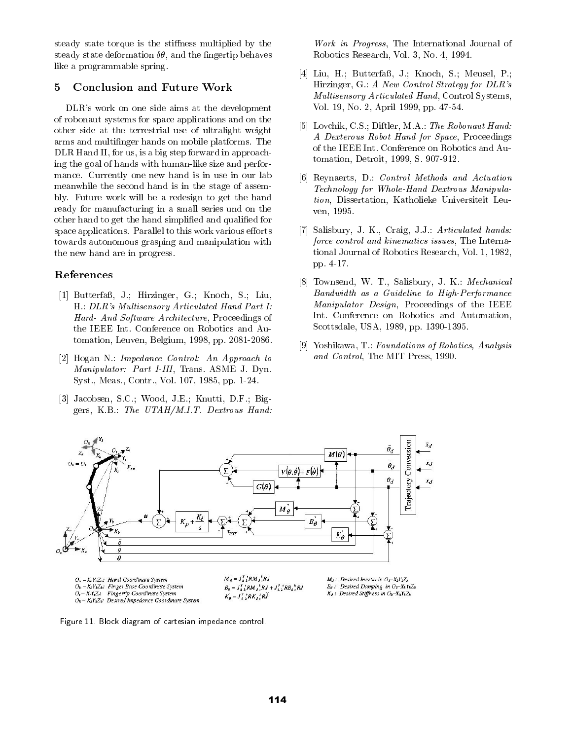steady state torque is the stiffness multiplied by the steady state deformation $\delta\theta$, and the fingertip behaves like a programmable spring.

## 5 Conclusion and Future Work

DLR's work on one side aims at the development of robonaut systems for space applications and on the other side at the terrestrial use of ultralight weight arms and multifinger hands on mobile platforms. The DLR Hand II, for us, is a big step forward in approaching the goal of hands with human-like size and performance. Currently one new hand is in use in our lab meanwhile the second hand is in the stage of assembly. Future work will be a redesign to get the hand ready for manufacturing in a small series und on the other hand to get the hand simplified and qualified for space applications. Parallel to this work various efforts towards autonomous grasping and manipulation with the new hand are in progress.

## References

[1] Butterfaß, J.; Hirzinger, G.; Knoch, S.; Liu, H.: *DLR's Multisensory Articulated Hand Part I: Hard- And Software Architecture*, Proceedings of the IEEE Int. Conference on Robotics and Automation, Leuven, Belgium, 1998, pp. 2081-2086.

[2] Hogan N.: *Impedance Control: An Approach to Manipulator: Part I-III*, Trans. ASME J. Dyn. Syst., Meas., Contr., Vol. 107, 1985, pp. 1-24.

[3] Jacobsen, S.C.; Wood, J.E.; Knutti, D.F.; Biggers, K.B.: *The UTAH/M.I.T. Dextrous Hand: Work in Progress*, The International Journal of Robotics Research, Vol. 3, No. 4, 1994.

[4] Liu, H.; Butterfaß, J.; Knoch, S.; Meusel, P.; Hirzinger, G.: *A New Control Strategy for DLR's Multisensory Articulated Hand*, Control Systems, Vol. 19, No. 2, April 1999, pp. 47-54.

[5] Lovchik, C.S.; Diftler, M.A.: *The Robonaut Hand: A Dexterous Robot Hand for Space*, Proceedings of the IEEE Int. Conference on Robotics and Automation, Detroit, 1999, S. 907-912.

[6] Reynaerts, D.: *Control Methods and Actuation Technology for Whole-Hand Dextrous Manipulation*, Dissertation, Katholieke Universiteit Leuven, 1995.

[7] Salisbury, J. K., Craig, J.J.: *Articulated hands: force control and kinematics issues*, The International Journal of Robotics Research, Vol. 1, 1982, pp. 4-17.

[8] Townsend, W. T., Salisbury, J. K.: *Mechanical Bandwidth as a Guideline to High-Performance Manipulator Design*, Proceedings of the IEEE Int. Conference on Robotics and Automation, Scottsdale, USA, 1989, pp. 1390-1395.

[9] Yoshikawa, T.: *Foundations of Robotics, Analysis and Control*, The MIT Press, 1990.

$O_e - X_eY_eZ_e$: Hand Coordinate System
$O_b - X_bY_bZ_b$: Finger Base Coordinate System
$O_t - X_tY_tZ_t$: Fingertip Coordinate System
$O_k - X_kY_kZ_k$: Desired Impedance Coordinate System

$M_\theta^{*} = J_k^T{}^k_t RM_d{}^k_t RJ$
$B_\theta^{*} = J_k^T{}^k_t RM_d{}^k_t R\dot{J} + J_k^T{}^k_t RB_d{}^k_t RJ$
$K_\theta^{*} = J_k^T{}^k_t RK_d{}^k_t R\tilde{J}$

$M_d$: Desired Inertia in $O_k$–$X_kY_kZ_k$
$B_d$: Desired Damping in $O_k$–$X_kY_kZ_k$
$K_d$: Desired Stiffness in $O_k$–$X_kY_kZ_k$

Figure 11. Block diagram of cartesian impedance control.